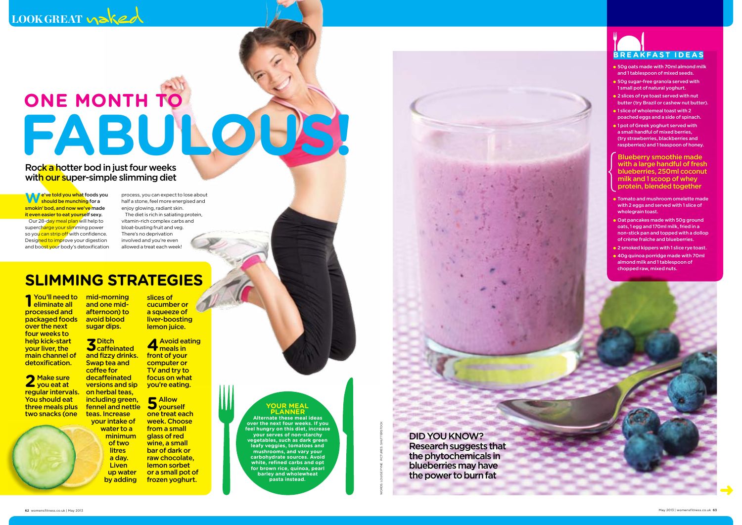# ONE MONTH TO FABULOUS!

## Rock a hotter bod in just four weeks with our super-simple slimming diet

We've told you what foods you should be munching for a smokin' bod, and now we've made it even easier to eat yourself sexy.

Our 28-day meal plan will help to supercharge your slimming power so you can strip off with confidence. Designed to improve your digestion and boost your body's detoxification process, you can expect to lose about half a stone, feel more energised and enjoy glowing, radiant skin.

The diet is rich in satiating protein, vitamin-rich complex carbs and bloat-busting fruit and veg. There's no deprivation involved and you're even allowed a treat each week!

## SLIMMING STRATEGIES

**1** You'll need to eliminate all processed and packaged foods over the next four weeks to help kick-start your liver, the main channel of detoxification.

**2** Make sure you eat at regular intervals. You should eat three meals plus two snacks (one mid-morning and one mid-afternoon) to avoid blood sugar dips.

**3** Ditch caffeinated and fizzy drinks. Swap tea and coffee for decaffeinated versions and sip on herbal teas, including green, fennel and nettle teas. Increase your intake of water to a minimum of two litres a day. Liven up water by adding slices of cucumber or a squeeze of liver-boosting lemon juice.

**4** Avoid eating meals in front of your computer or TV and try to focus on what you're eating.

**5** Allow yourself one treat each week. Choose from a small glass of red wine, a small bar of dark or raw chocolate, lemon sorbet or a small pot of frozen yoghurt.

### YOUR MEAL PLANNER

Alternate these meal ideas over the next four weeks. If you feel hungry on this diet, increase your serves of non-starchy vegetables, such as dark green leafy veggies, tomatoes and mushrooms, and vary your carbohydrate sources. Avoid white, refined carbs and opt for brown rice, quinoa, pearl barley and wholewheat pasta instead.

### DID YOU KNOW?

Research suggests that the phytochemicals in blueberries may have the power to burn fat

## BREAKFAST IDEAS

- 50g oats made with 70ml almond milk and 1 tablespoon of mixed seeds.
- 50g sugar-free granola served with 1 small pot of natural yoghurt.
- 2 slices of rye toast served with nut butter (try Brazil or cashew nut butter).
- 1 slice of wholemeal toast with 2 poached eggs and a side of spinach.
- 1 pot of Greek yoghurt served with a small handful of mixed berries, (try strawberries, blackberries and raspberries) and 1 teaspoon of honey.

Blueberry smoothie made with a large handful of fresh blueberries, 250ml coconut milk and 1 scoop of whey protein, blended together

- Tomato and mushroom omelette made with 2 eggs and served with 1 slice of wholegrain toast.
- Oat pancakes made with 50g ground oats, 1 egg and 170ml milk, fried in a non-stick pan and topped with a dollop of crème fraîche and blueberries.
- 2 smoked kippers with 1 slice rye toast.
- 40g quinoa porridge made with 70ml almond milk and 1 tablespoon of chopped raw, mixed nuts.

WORDS: LOUISE PYNE. PICTURES: SHUTTERSTOCK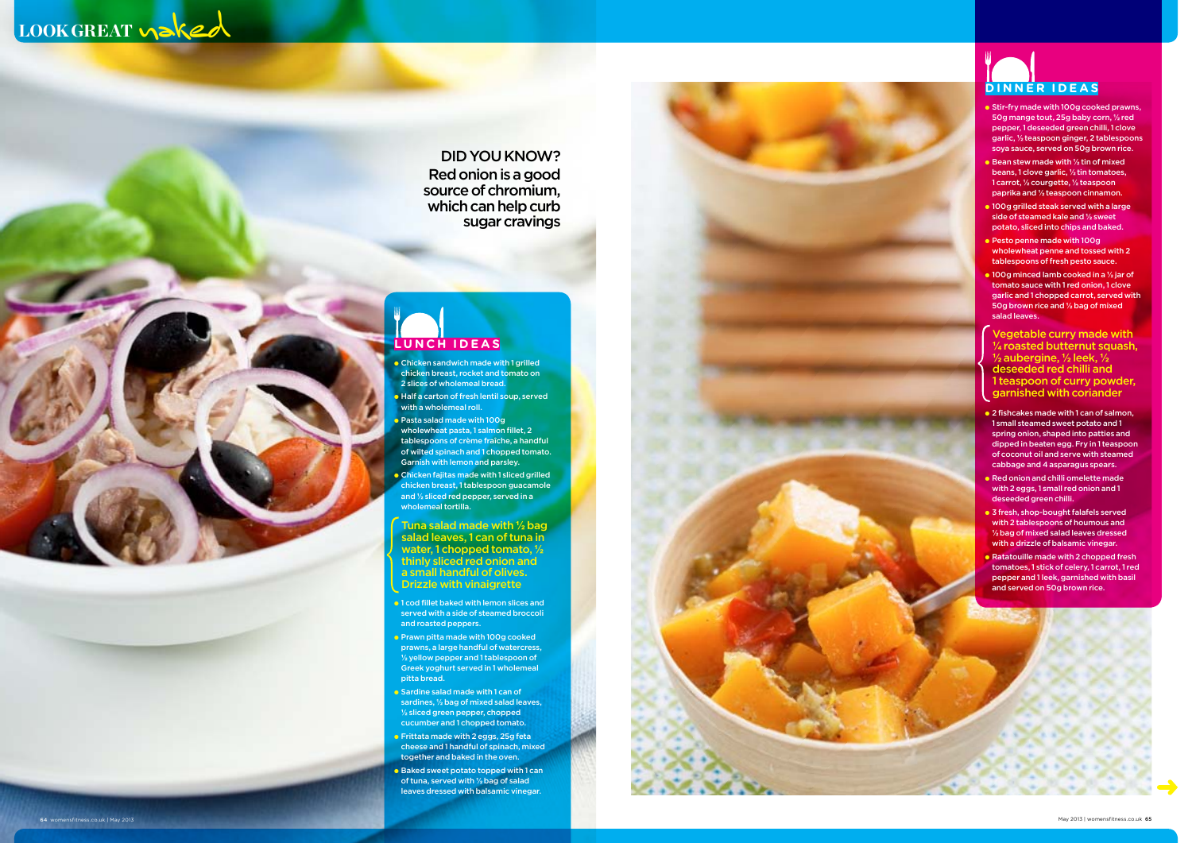DID YOU KNOW?
Red onion is a good source of chromium, which can help curb sugar cravings

## LUNCH IDEAS

- Chicken sandwich made with 1 grilled chicken breast, rocket and tomato on 2 slices of wholemeal bread.
- Half a carton of fresh lentil soup, served with a wholemeal roll.
- Pasta salad made with 100g wholewheat pasta, 1 salmon fillet, 2 tablespoons of crème fraîche, a handful of wilted spinach and 1 chopped tomato. Garnish with lemon and parsley.
- Chicken fajitas made with 1 sliced grilled chicken breast, 1 tablespoon guacamole and ½ sliced red pepper, served in a wholemeal tortilla.

**Tuna salad made with ½ bag salad leaves, 1 can of tuna in water, 1 chopped tomato, ½ thinly sliced red onion and a small handful of olives. Drizzle with vinaigrette**

- 1 cod fillet baked with lemon slices and served with a side of steamed broccoli and roasted peppers.
- Prawn pitta made with 100g cooked prawns, a large handful of watercress, ½ yellow pepper and 1 tablespoon of Greek yoghurt served in 1 wholemeal pitta bread.
- Sardine salad made with 1 can of sardines, ½ bag of mixed salad leaves, ½ sliced green pepper, chopped cucumber and 1 chopped tomato.
- Frittata made with 2 eggs, 25g feta cheese and 1 handful of spinach, mixed together and baked in the oven.
- Baked sweet potato topped with 1 can of tuna, served with ½ bag of salad leaves dressed with balsamic vinegar.

## DINNER IDEAS

- Stir-fry made with 100g cooked prawns, 50g mange tout, 25g baby corn, ½ red pepper, 1 deseeded green chilli, 1 clove garlic, ½ teaspoon ginger, 2 tablespoons soya sauce, served on 50g brown rice.
- Bean stew made with ½ tin of mixed beans, 1 clove garlic, ½ tin tomatoes, 1 carrot, ½ courgette, ½ teaspoon paprika and ½ teaspoon cinnamon.
- 100g grilled steak served with a large side of steamed kale and ½ sweet potato, sliced into chips and baked.
- Pesto penne made with 100g wholewheat penne and tossed with 2 tablespoons of fresh pesto sauce.
- 100g minced lamb cooked in a ½ jar of tomato sauce with 1 red onion, 1 clove garlic and 1 chopped carrot, served with 50g brown rice and ½ bag of mixed salad leaves.

**Vegetable curry made with ¼ roasted butternut squash, ½ aubergine, ½ leek, ½ deseeded red chilli and 1 teaspoon of curry powder, garnished with coriander**

- 2 fishcakes made with 1 can of salmon, 1 small steamed sweet potato and 1 spring onion, shaped into patties and dipped in beaten egg. Fry in 1 teaspoon of coconut oil and serve with steamed cabbage and 4 asparagus spears.
- Red onion and chilli omelette made with 2 eggs, 1 small red onion and 1 deseeded green chilli.
- 3 fresh, shop-bought falafels served with 2 tablespoons of houmous and ½ bag of mixed salad leaves dressed with a drizzle of balsamic vinegar.
- Ratatouille made with 2 chopped fresh tomatoes, 1 stick of celery, 1 carrot, 1 red pepper and 1 leek, garnished with basil and served on 50g brown rice.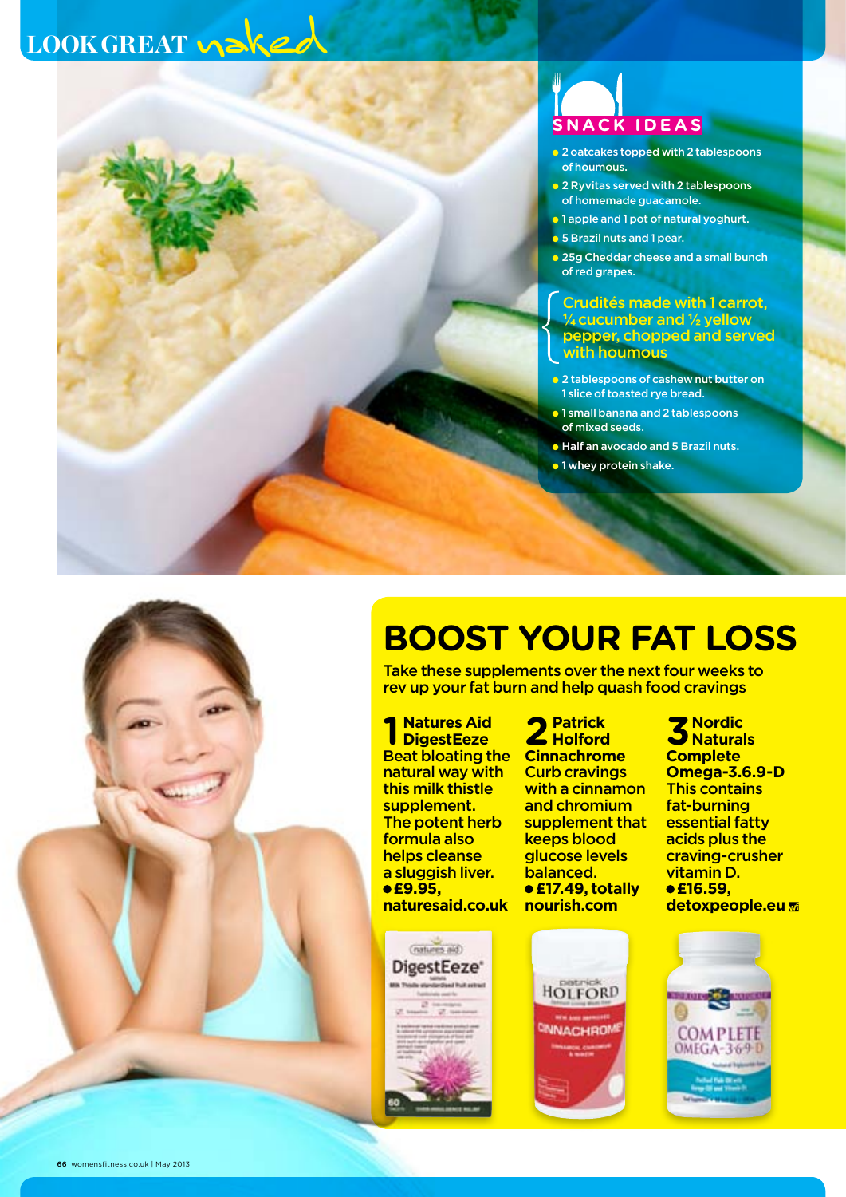## SNACK IDEAS

- 2 oatcakes topped with 2 tablespoons of houmous.
- 2 Ryvitas served with 2 tablespoons of homemade guacamole.
- 1 apple and 1 pot of natural yoghurt.
- 5 Brazil nuts and 1 pear.
- 25g Cheddar cheese and a small bunch of red grapes.

**Crudités made with 1 carrot, ¼ cucumber and ½ yellow pepper, chopped and served with houmous**

- 2 tablespoons of cashew nut butter on 1 slice of toasted rye bread.
- 1 small banana and 2 tablespoons of mixed seeds.
- Half an avocado and 5 Brazil nuts.
- 1 whey protein shake.

# BOOST YOUR FAT LOSS

Take these supplements over the next four weeks to rev up your fat burn and help quash food cravings

**1 Natures Aid DigestEeze**
Beat bloating the natural way with this milk thistle supplement. The potent herb formula also helps cleanse a sluggish liver.
**● £9.95, naturesaid.co.uk**

**2 Patrick Holford Cinnachrome**
Curb cravings with a cinnamon and chromium supplement that keeps blood glucose levels balanced.
**● £17.49, totally nourish.com**

**3 Nordic Naturals Complete Omega-3.6.9-D**
This contains fat-burning essential fatty acids plus the craving-crusher vitamin D.
**● £16.59, detoxpeople.eu**